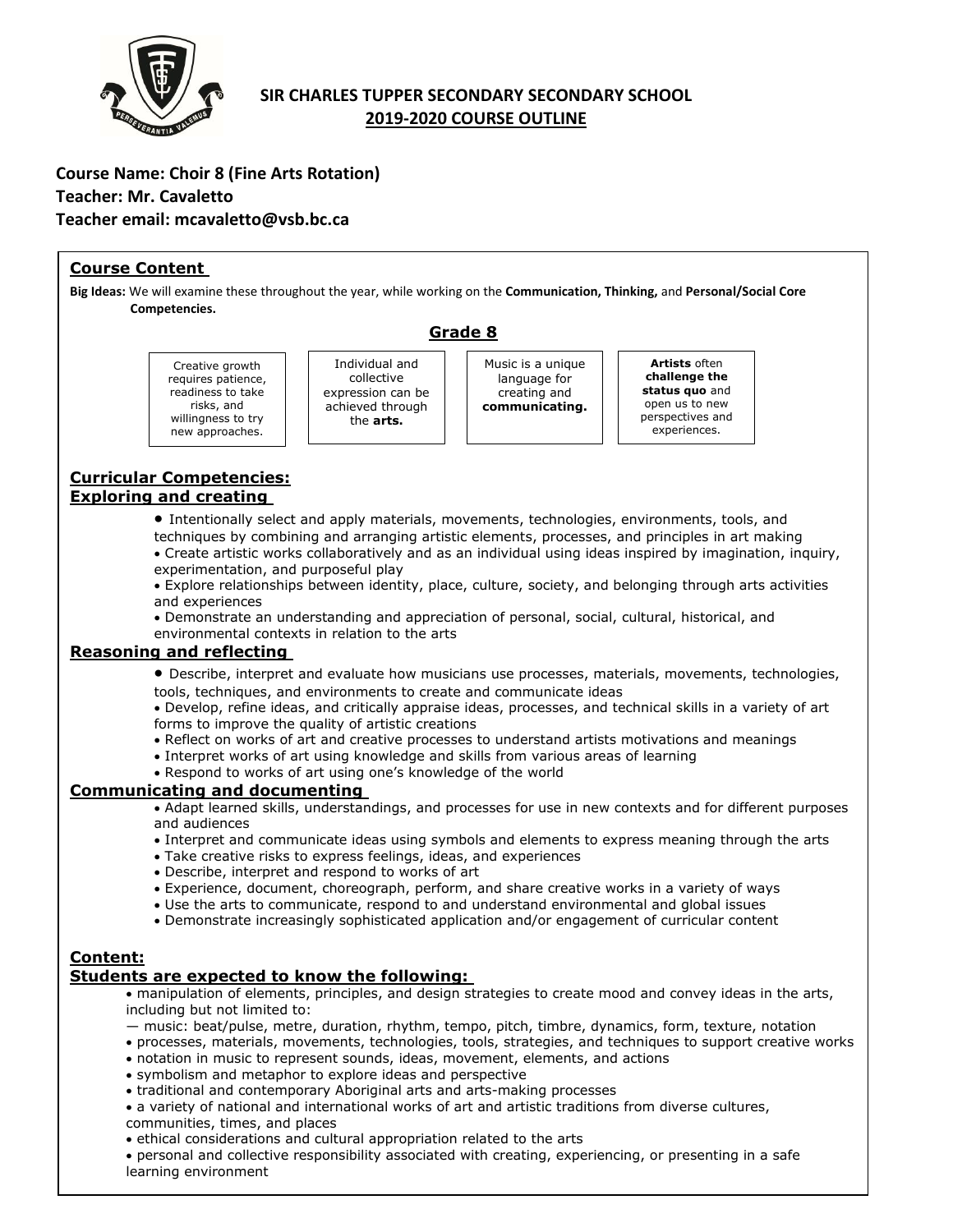# SIR CHARLES TUPPER SECONDARY SECONDARY SCHOOL
## 2019-2020 COURSE OUTLINE

**Course Name: Choir 8 (Fine Arts Rotation)**
**Teacher: Mr. Cavaletto**
**Teacher email: mcavaletto@vsb.bc.ca**

## Course Content

**Big Ideas:** We will examine these throughout the year, while working on the **Communication, Thinking,** and **Personal/Social Core Competencies.**

### Grade 8

| Creative growth requires patience, readiness to take risks, and willingness to try new approaches. | Individual and collective expression can be achieved through the **arts.** | Music is a unique language for creating and **communicating.** | **Artists** often **challenge the status quo** and open us to new perspectives and experiences. |
|---|---|---|---|

## Curricular Competencies:

### Exploring and creating

- Intentionally select and apply materials, movements, technologies, environments, tools, and techniques by combining and arranging artistic elements, processes, and principles in art making
- Create artistic works collaboratively and as an individual using ideas inspired by imagination, inquiry, experimentation, and purposeful play
- Explore relationships between identity, place, culture, society, and belonging through arts activities and experiences
- Demonstrate an understanding and appreciation of personal, social, cultural, historical, and environmental contexts in relation to the arts

### Reasoning and reflecting

- Describe, interpret and evaluate how musicians use processes, materials, movements, technologies, tools, techniques, and environments to create and communicate ideas
- Develop, refine ideas, and critically appraise ideas, processes, and technical skills in a variety of art forms to improve the quality of artistic creations
- Reflect on works of art and creative processes to understand artists motivations and meanings
- Interpret works of art using knowledge and skills from various areas of learning
- Respond to works of art using one's knowledge of the world

### Communicating and documenting

- Adapt learned skills, understandings, and processes for use in new contexts and for different purposes and audiences
- Interpret and communicate ideas using symbols and elements to express meaning through the arts
- Take creative risks to express feelings, ideas, and experiences
- Describe, interpret and respond to works of art
- Experience, document, choreograph, perform, and share creative works in a variety of ways
- Use the arts to communicate, respond to and understand environmental and global issues
- Demonstrate increasingly sophisticated application and/or engagement of curricular content

## Content:

### Students are expected to know the following:

- manipulation of elements, principles, and design strategies to create mood and convey ideas in the arts, including but not limited to:
  — music: beat/pulse, metre, duration, rhythm, tempo, pitch, timbre, dynamics, form, texture, notation
- processes, materials, movements, technologies, tools, strategies, and techniques to support creative works
- notation in music to represent sounds, ideas, movement, elements, and actions
- symbolism and metaphor to explore ideas and perspective
- traditional and contemporary Aboriginal arts and arts-making processes
- a variety of national and international works of art and artistic traditions from diverse cultures, communities, times, and places
- ethical considerations and cultural appropriation related to the arts
- personal and collective responsibility associated with creating, experiencing, or presenting in a safe learning environment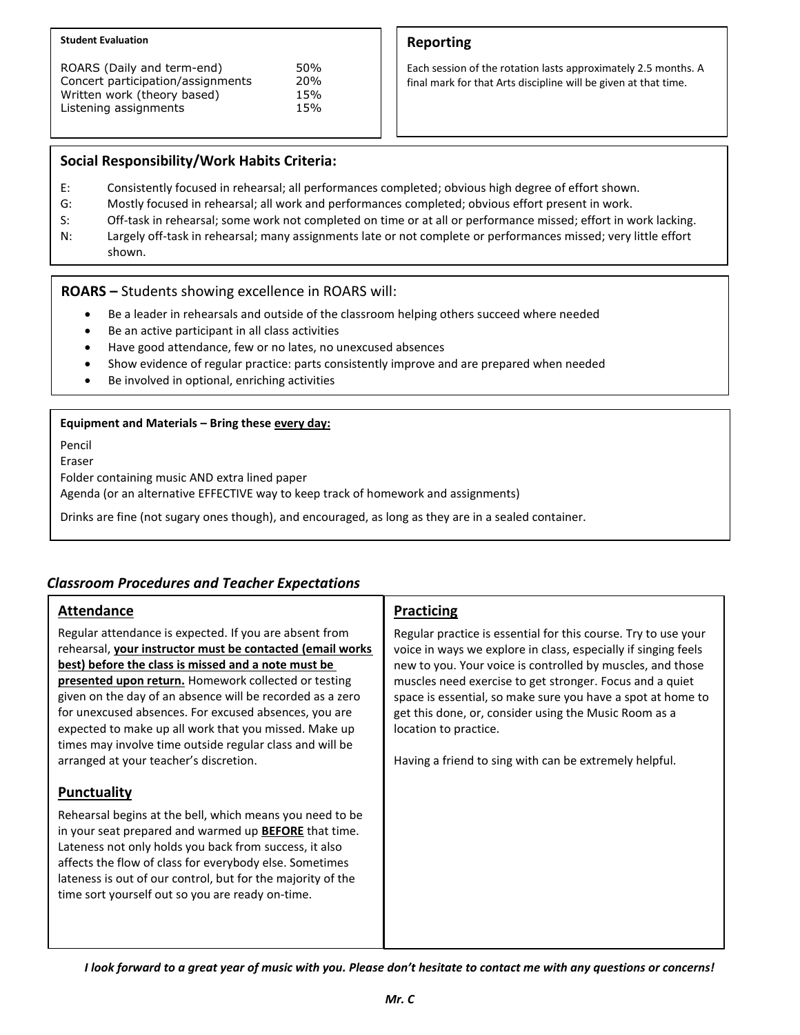**Student Evaluation**

| | |
|---|---|
| ROARS (Daily and term-end) | 50% |
| Concert participation/assignments | 20% |
| Written work (theory based) | 15% |
| Listening assignments | 15% |

## Reporting

Each session of the rotation lasts approximately 2.5 months. A final mark for that Arts discipline will be given at that time.

## Social Responsibility/Work Habits Criteria:

E: Consistently focused in rehearsal; all performances completed; obvious high degree of effort shown.

G: Mostly focused in rehearsal; all work and performances completed; obvious effort present in work.

S: Off-task in rehearsal; some work not completed on time or at all or performance missed; effort in work lacking.

N: Largely off-task in rehearsal; many assignments late or not complete or performances missed; very little effort shown.

**ROARS –** Students showing excellence in ROARS will:

- Be a leader in rehearsals and outside of the classroom helping others succeed where needed
- Be an active participant in all class activities
- Have good attendance, few or no lates, no unexcused absences
- Show evidence of regular practice: parts consistently improve and are prepared when needed
- Be involved in optional, enriching activities

**Equipment and Materials – Bring these every day:**

Pencil
Eraser
Folder containing music AND extra lined paper
Agenda (or an alternative EFFECTIVE way to keep track of homework and assignments)

Drinks are fine (not sugary ones though), and encouraged, as long as they are in a sealed container.

## *Classroom Procedures and Teacher Expectations*

### Attendance

Regular attendance is expected. If you are absent from rehearsal, **your instructor must be contacted (email works best) before the class is missed and a note must be presented upon return.** Homework collected or testing given on the day of an absence will be recorded as a zero for unexcused absences. For excused absences, you are expected to make up all work that you missed. Make up times may involve time outside regular class and will be arranged at your teacher's discretion.

### Punctuality

Rehearsal begins at the bell, which means you need to be in your seat prepared and warmed up **BEFORE** that time. Lateness not only holds you back from success, it also affects the flow of class for everybody else. Sometimes lateness is out of our control, but for the majority of the time sort yourself out so you are ready on-time.

### Practicing

Regular practice is essential for this course. Try to use your voice in ways we explore in class, especially if singing feels new to you. Your voice is controlled by muscles, and those muscles need exercise to get stronger. Focus and a quiet space is essential, so make sure you have a spot at home to get this done, or, consider using the Music Room as a location to practice.

Having a friend to sing with can be extremely helpful.

***I look forward to a great year of music with you. Please don't hesitate to contact me with any questions or concerns!***

***Mr. C***